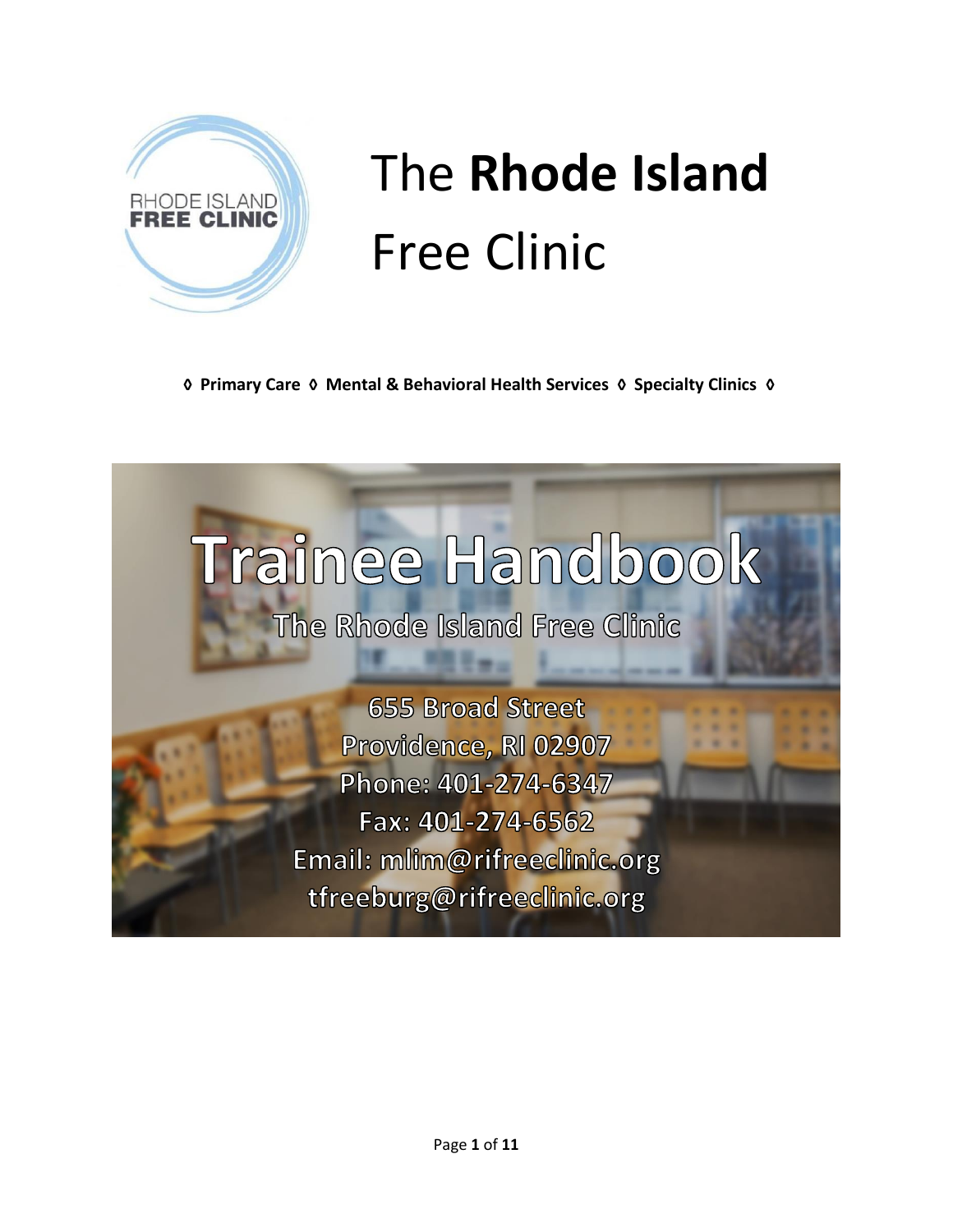RHODE ISLAND **FREE CLINIC**

# The **Rhode Island** Free Clinic

◊ **Primary Care** ◊ **Mental & Behavioral Health Services** ◊ **Specialty Clinics** ◊

# Trainee Handbook

## The Rhode Island Free Clinic

655 Broad Street
Providence, RI 02907
Phone: 401-274-6347
Fax: 401-274-6562
Email: mlim@rifreeclinic.org
tfreeburg@rifreeclinic.org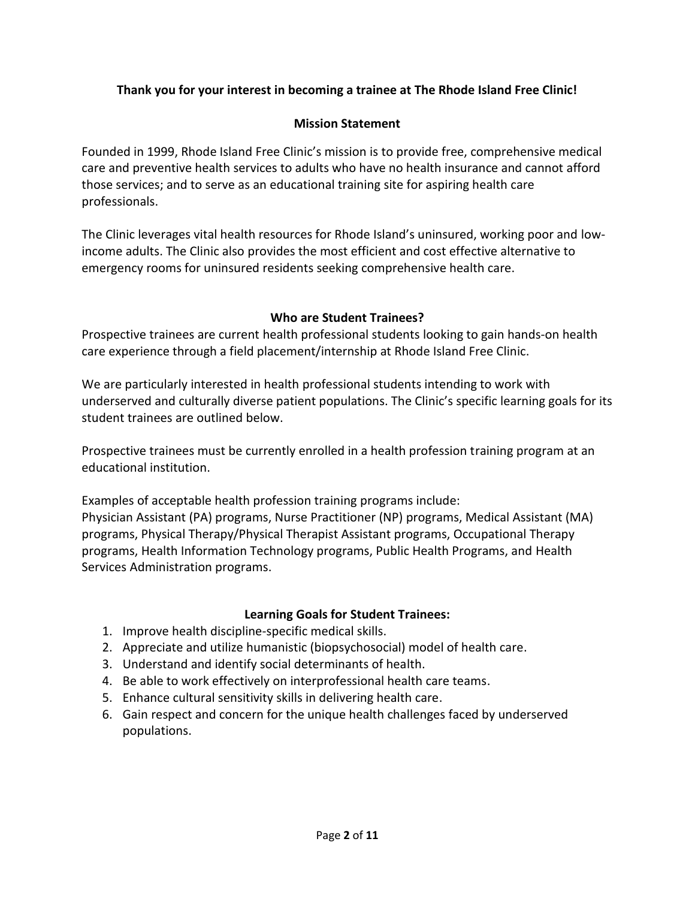**Thank you for your interest in becoming a trainee at The Rhode Island Free Clinic!**

## Mission Statement

Founded in 1999, Rhode Island Free Clinic's mission is to provide free, comprehensive medical care and preventive health services to adults who have no health insurance and cannot afford those services; and to serve as an educational training site for aspiring health care professionals.

The Clinic leverages vital health resources for Rhode Island's uninsured, working poor and low-income adults. The Clinic also provides the most efficient and cost effective alternative to emergency rooms for uninsured residents seeking comprehensive health care.

## Who are Student Trainees?

Prospective trainees are current health professional students looking to gain hands-on health care experience through a field placement/internship at Rhode Island Free Clinic.

We are particularly interested in health professional students intending to work with underserved and culturally diverse patient populations. The Clinic's specific learning goals for its student trainees are outlined below.

Prospective trainees must be currently enrolled in a health profession training program at an educational institution.

Examples of acceptable health profession training programs include:
Physician Assistant (PA) programs, Nurse Practitioner (NP) programs, Medical Assistant (MA) programs, Physical Therapy/Physical Therapist Assistant programs, Occupational Therapy programs, Health Information Technology programs, Public Health Programs, and Health Services Administration programs.

## Learning Goals for Student Trainees:

1. Improve health discipline-specific medical skills.
2. Appreciate and utilize humanistic (biopsychosocial) model of health care.
3. Understand and identify social determinants of health.
4. Be able to work effectively on interprofessional health care teams.
5. Enhance cultural sensitivity skills in delivering health care.
6. Gain respect and concern for the unique health challenges faced by underserved populations.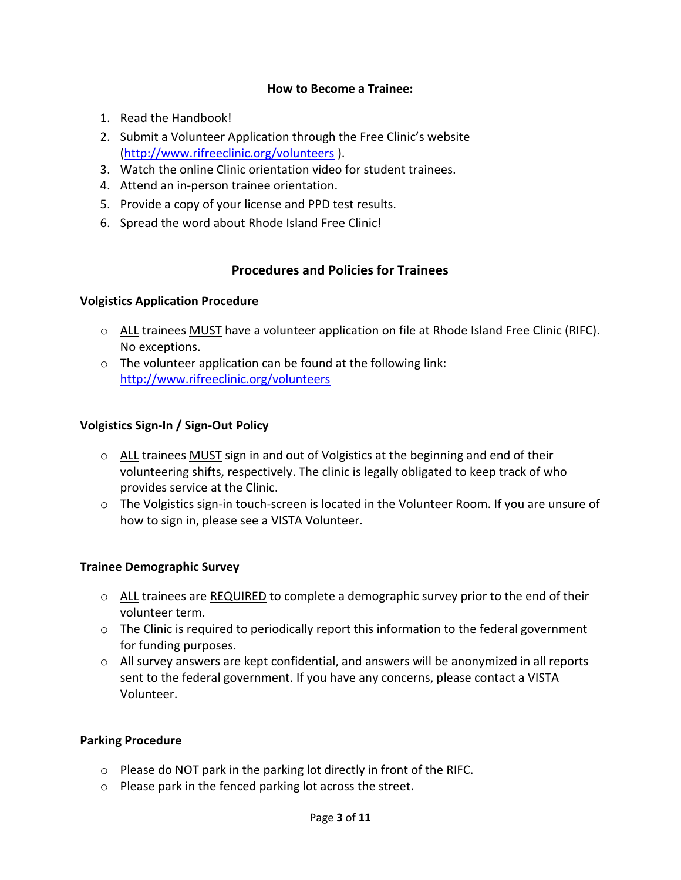**How to Become a Trainee:**

1. Read the Handbook!
2. Submit a Volunteer Application through the Free Clinic's website (http://www.rifreeclinic.org/volunteers ).
3. Watch the online Clinic orientation video for student trainees.
4. Attend an in-person trainee orientation.
5. Provide a copy of your license and PPD test results.
6. Spread the word about Rhode Island Free Clinic!

## Procedures and Policies for Trainees

### Volgistics Application Procedure

- ALL trainees MUST have a volunteer application on file at Rhode Island Free Clinic (RIFC). No exceptions.
- The volunteer application can be found at the following link: http://www.rifreeclinic.org/volunteers

### Volgistics Sign-In / Sign-Out Policy

- ALL trainees MUST sign in and out of Volgistics at the beginning and end of their volunteering shifts, respectively. The clinic is legally obligated to keep track of who provides service at the Clinic.
- The Volgistics sign-in touch-screen is located in the Volunteer Room. If you are unsure of how to sign in, please see a VISTA Volunteer.

### Trainee Demographic Survey

- ALL trainees are REQUIRED to complete a demographic survey prior to the end of their volunteer term.
- The Clinic is required to periodically report this information to the federal government for funding purposes.
- All survey answers are kept confidential, and answers will be anonymized in all reports sent to the federal government. If you have any concerns, please contact a VISTA Volunteer.

### Parking Procedure

- Please do NOT park in the parking lot directly in front of the RIFC.
- Please park in the fenced parking lot across the street.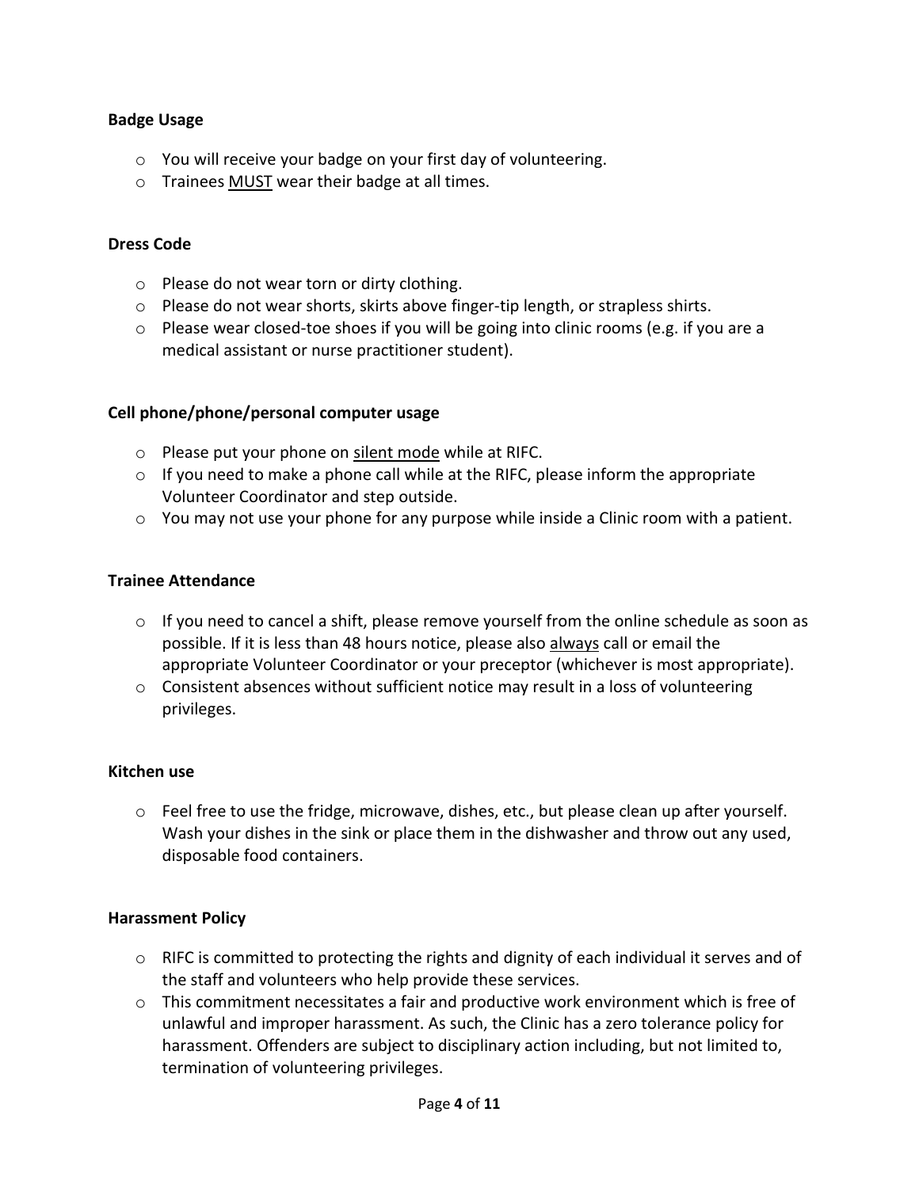**Badge Usage**

- You will receive your badge on your first day of volunteering.
- Trainees <u>MUST</u> wear their badge at all times.

**Dress Code**

- Please do not wear torn or dirty clothing.
- Please do not wear shorts, skirts above finger-tip length, or strapless shirts.
- Please wear closed-toe shoes if you will be going into clinic rooms (e.g. if you are a medical assistant or nurse practitioner student).

**Cell phone/phone/personal computer usage**

- Please put your phone on <u>silent mode</u> while at RIFC.
- If you need to make a phone call while at the RIFC, please inform the appropriate Volunteer Coordinator and step outside.
- You may not use your phone for any purpose while inside a Clinic room with a patient.

**Trainee Attendance**

- If you need to cancel a shift, please remove yourself from the online schedule as soon as possible. If it is less than 48 hours notice, please also <u>always</u> call or email the appropriate Volunteer Coordinator or your preceptor (whichever is most appropriate).
- Consistent absences without sufficient notice may result in a loss of volunteering privileges.

**Kitchen use**

- Feel free to use the fridge, microwave, dishes, etc., but please clean up after yourself. Wash your dishes in the sink or place them in the dishwasher and throw out any used, disposable food containers.

**Harassment Policy**

- RIFC is committed to protecting the rights and dignity of each individual it serves and of the staff and volunteers who help provide these services.
- This commitment necessitates a fair and productive work environment which is free of unlawful and improper harassment. As such, the Clinic has a zero tolerance policy for harassment. Offenders are subject to disciplinary action including, but not limited to, termination of volunteering privileges.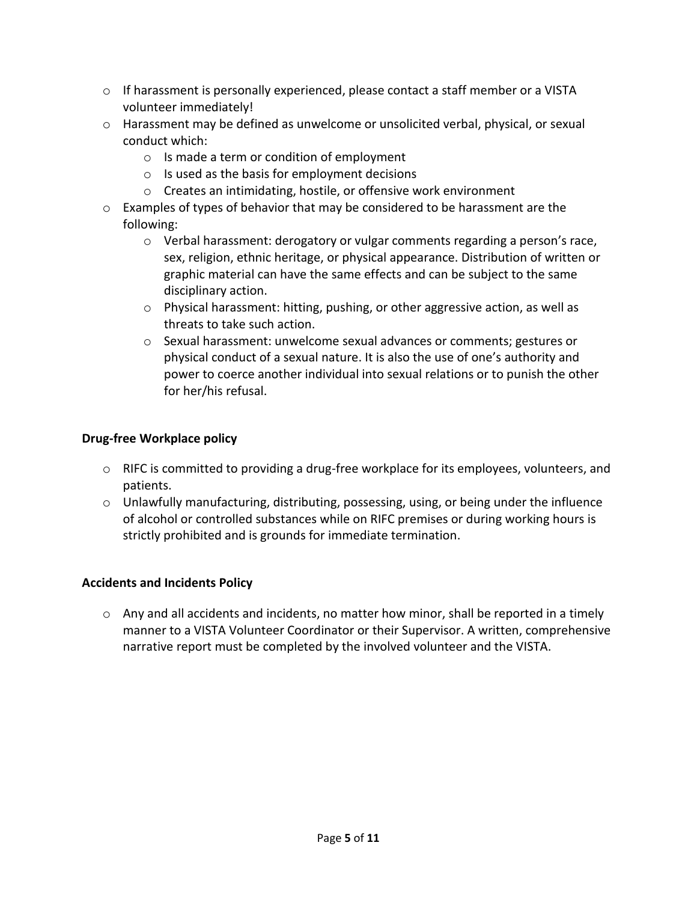- If harassment is personally experienced, please contact a staff member or a VISTA volunteer immediately!
- Harassment may be defined as unwelcome or unsolicited verbal, physical, or sexual conduct which:
  - Is made a term or condition of employment
  - Is used as the basis for employment decisions
  - Creates an intimidating, hostile, or offensive work environment
- Examples of types of behavior that may be considered to be harassment are the following:
  - Verbal harassment: derogatory or vulgar comments regarding a person's race, sex, religion, ethnic heritage, or physical appearance. Distribution of written or graphic material can have the same effects and can be subject to the same disciplinary action.
  - Physical harassment: hitting, pushing, or other aggressive action, as well as threats to take such action.
  - Sexual harassment: unwelcome sexual advances or comments; gestures or physical conduct of a sexual nature. It is also the use of one's authority and power to coerce another individual into sexual relations or to punish the other for her/his refusal.

**Drug-free Workplace policy**

- RIFC is committed to providing a drug-free workplace for its employees, volunteers, and patients.
- Unlawfully manufacturing, distributing, possessing, using, or being under the influence of alcohol or controlled substances while on RIFC premises or during working hours is strictly prohibited and is grounds for immediate termination.

**Accidents and Incidents Policy**

- Any and all accidents and incidents, no matter how minor, shall be reported in a timely manner to a VISTA Volunteer Coordinator or their Supervisor. A written, comprehensive narrative report must be completed by the involved volunteer and the VISTA.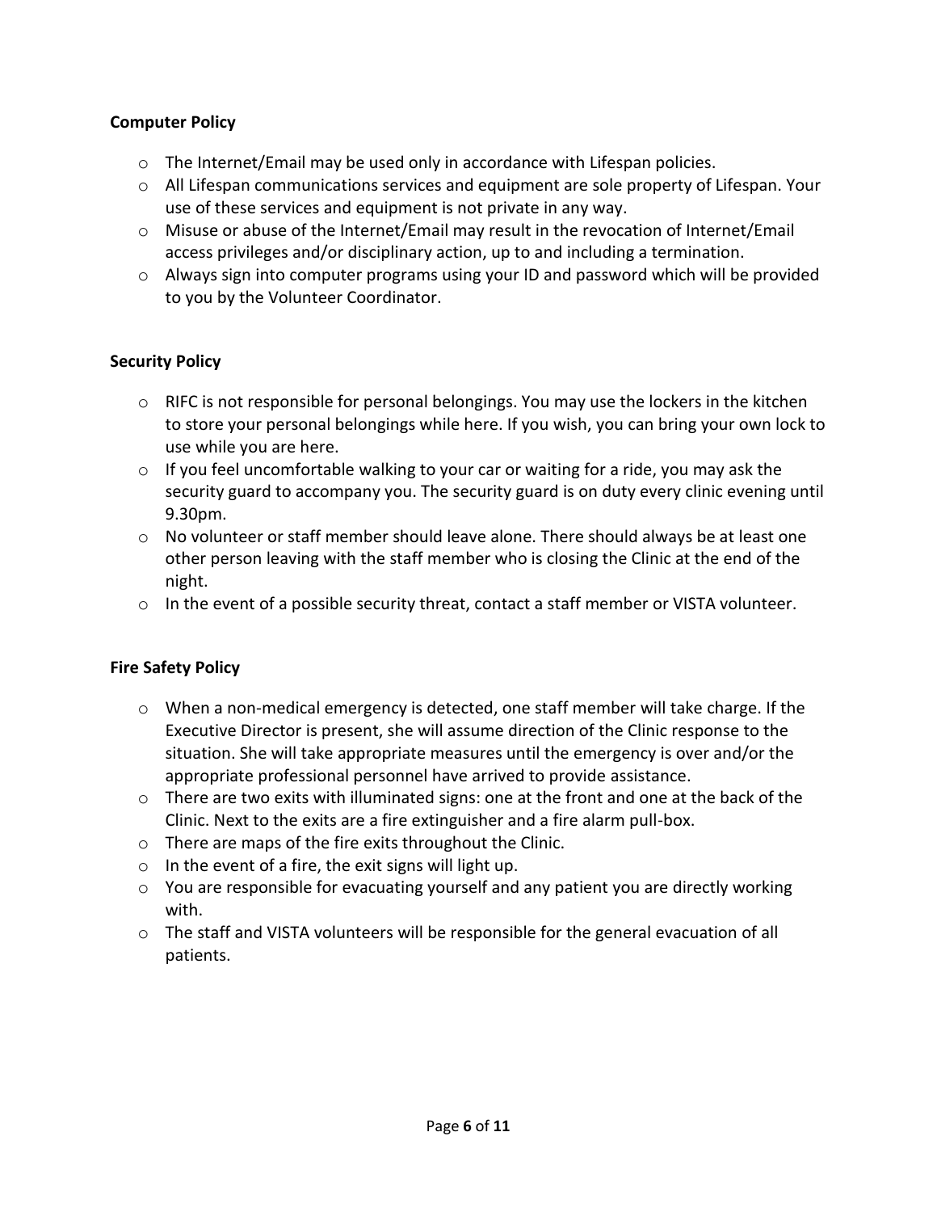**Computer Policy**

- The Internet/Email may be used only in accordance with Lifespan policies.
- All Lifespan communications services and equipment are sole property of Lifespan. Your use of these services and equipment is not private in any way.
- Misuse or abuse of the Internet/Email may result in the revocation of Internet/Email access privileges and/or disciplinary action, up to and including a termination.
- Always sign into computer programs using your ID and password which will be provided to you by the Volunteer Coordinator.

**Security Policy**

- RIFC is not responsible for personal belongings. You may use the lockers in the kitchen to store your personal belongings while here. If you wish, you can bring your own lock to use while you are here.
- If you feel uncomfortable walking to your car or waiting for a ride, you may ask the security guard to accompany you. The security guard is on duty every clinic evening until 9.30pm.
- No volunteer or staff member should leave alone. There should always be at least one other person leaving with the staff member who is closing the Clinic at the end of the night.
- In the event of a possible security threat, contact a staff member or VISTA volunteer.

**Fire Safety Policy**

- When a non-medical emergency is detected, one staff member will take charge. If the Executive Director is present, she will assume direction of the Clinic response to the situation. She will take appropriate measures until the emergency is over and/or the appropriate professional personnel have arrived to provide assistance.
- There are two exits with illuminated signs: one at the front and one at the back of the Clinic. Next to the exits are a fire extinguisher and a fire alarm pull-box.
- There are maps of the fire exits throughout the Clinic.
- In the event of a fire, the exit signs will light up.
- You are responsible for evacuating yourself and any patient you are directly working with.
- The staff and VISTA volunteers will be responsible for the general evacuation of all patients.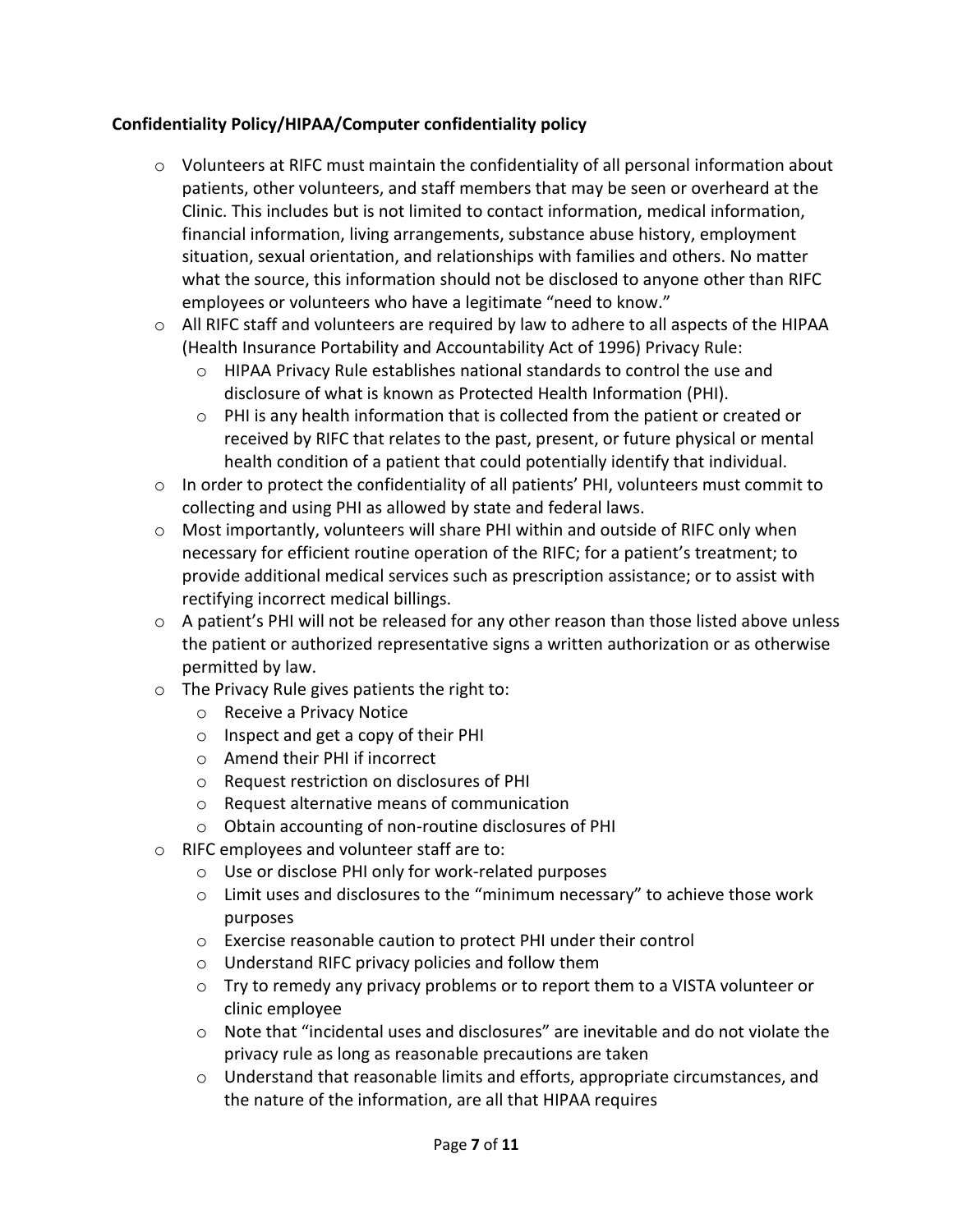**Confidentiality Policy/HIPAA/Computer confidentiality policy**

- Volunteers at RIFC must maintain the confidentiality of all personal information about patients, other volunteers, and staff members that may be seen or overheard at the Clinic. This includes but is not limited to contact information, medical information, financial information, living arrangements, substance abuse history, employment situation, sexual orientation, and relationships with families and others. No matter what the source, this information should not be disclosed to anyone other than RIFC employees or volunteers who have a legitimate "need to know."
- All RIFC staff and volunteers are required by law to adhere to all aspects of the HIPAA (Health Insurance Portability and Accountability Act of 1996) Privacy Rule:
  - HIPAA Privacy Rule establishes national standards to control the use and disclosure of what is known as Protected Health Information (PHI).
  - PHI is any health information that is collected from the patient or created or received by RIFC that relates to the past, present, or future physical or mental health condition of a patient that could potentially identify that individual.
- In order to protect the confidentiality of all patients' PHI, volunteers must commit to collecting and using PHI as allowed by state and federal laws.
- Most importantly, volunteers will share PHI within and outside of RIFC only when necessary for efficient routine operation of the RIFC; for a patient's treatment; to provide additional medical services such as prescription assistance; or to assist with rectifying incorrect medical billings.
- A patient's PHI will not be released for any other reason than those listed above unless the patient or authorized representative signs a written authorization or as otherwise permitted by law.
- The Privacy Rule gives patients the right to:
  - Receive a Privacy Notice
  - Inspect and get a copy of their PHI
  - Amend their PHI if incorrect
  - Request restriction on disclosures of PHI
  - Request alternative means of communication
  - Obtain accounting of non-routine disclosures of PHI
- RIFC employees and volunteer staff are to:
  - Use or disclose PHI only for work-related purposes
  - Limit uses and disclosures to the "minimum necessary" to achieve those work purposes
  - Exercise reasonable caution to protect PHI under their control
  - Understand RIFC privacy policies and follow them
  - Try to remedy any privacy problems or to report them to a VISTA volunteer or clinic employee
  - Note that "incidental uses and disclosures" are inevitable and do not violate the privacy rule as long as reasonable precautions are taken
  - Understand that reasonable limits and efforts, appropriate circumstances, and the nature of the information, are all that HIPAA requires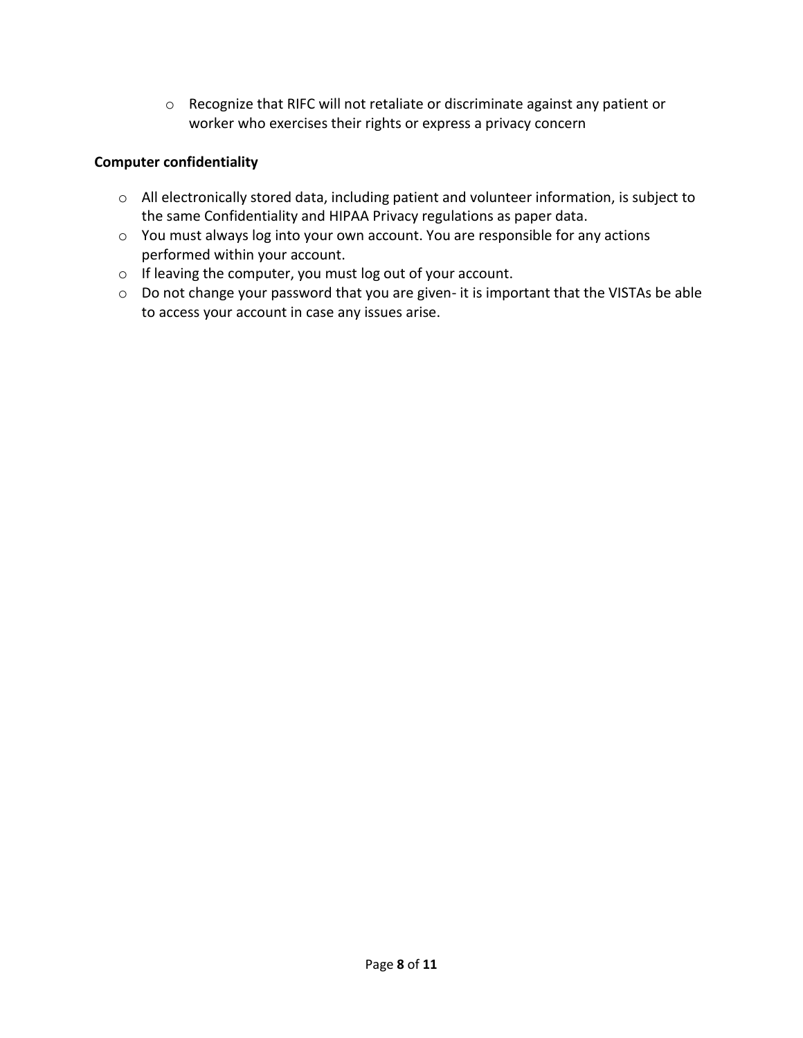- Recognize that RIFC will not retaliate or discriminate against any patient or worker who exercises their rights or express a privacy concern

**Computer confidentiality**

- All electronically stored data, including patient and volunteer information, is subject to the same Confidentiality and HIPAA Privacy regulations as paper data.
- You must always log into your own account. You are responsible for any actions performed within your account.
- If leaving the computer, you must log out of your account.
- Do not change your password that you are given- it is important that the VISTAs be able to access your account in case any issues arise.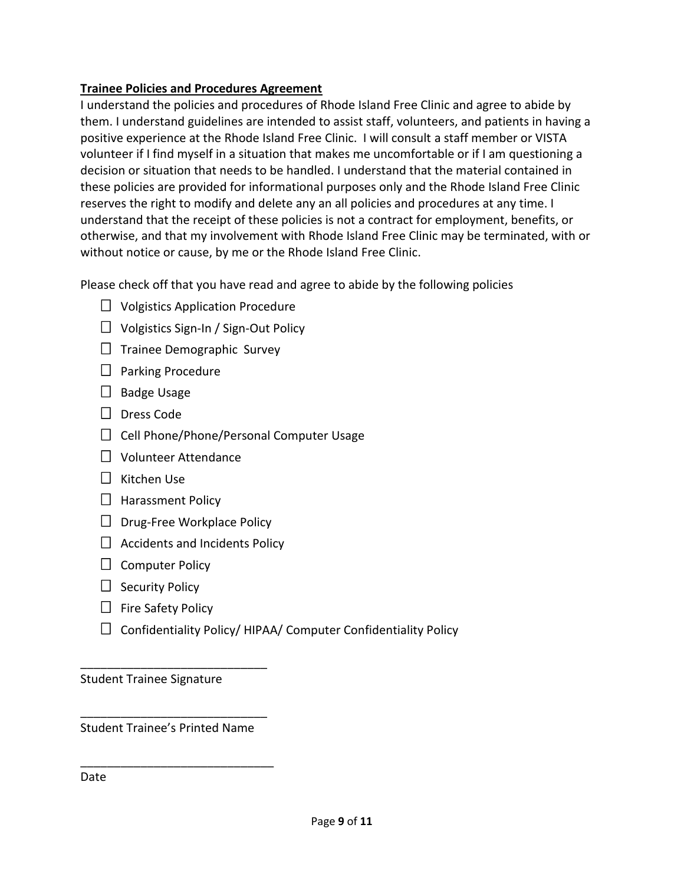**Trainee Policies and Procedures Agreement**

I understand the policies and procedures of Rhode Island Free Clinic and agree to abide by them. I understand guidelines are intended to assist staff, volunteers, and patients in having a positive experience at the Rhode Island Free Clinic. I will consult a staff member or VISTA volunteer if I find myself in a situation that makes me uncomfortable or if I am questioning a decision or situation that needs to be handled. I understand that the material contained in these policies are provided for informational purposes only and the Rhode Island Free Clinic reserves the right to modify and delete any an all policies and procedures at any time. I understand that the receipt of these policies is not a contract for employment, benefits, or otherwise, and that my involvement with Rhode Island Free Clinic may be terminated, with or without notice or cause, by me or the Rhode Island Free Clinic.

Please check off that you have read and agree to abide by the following policies

- ☐ Volgistics Application Procedure
- ☐ Volgistics Sign-In / Sign-Out Policy
- ☐ Trainee Demographic Survey
- ☐ Parking Procedure
- ☐ Badge Usage
- ☐ Dress Code
- ☐ Cell Phone/Phone/Personal Computer Usage
- ☐ Volunteer Attendance
- ☐ Kitchen Use
- ☐ Harassment Policy
- ☐ Drug-Free Workplace Policy
- ☐ Accidents and Incidents Policy
- ☐ Computer Policy
- ☐ Security Policy
- ☐ Fire Safety Policy
- ☐ Confidentiality Policy/ HIPAA/ Computer Confidentiality Policy

____________________________
Student Trainee Signature

____________________________
Student Trainee's Printed Name

____________________________
Date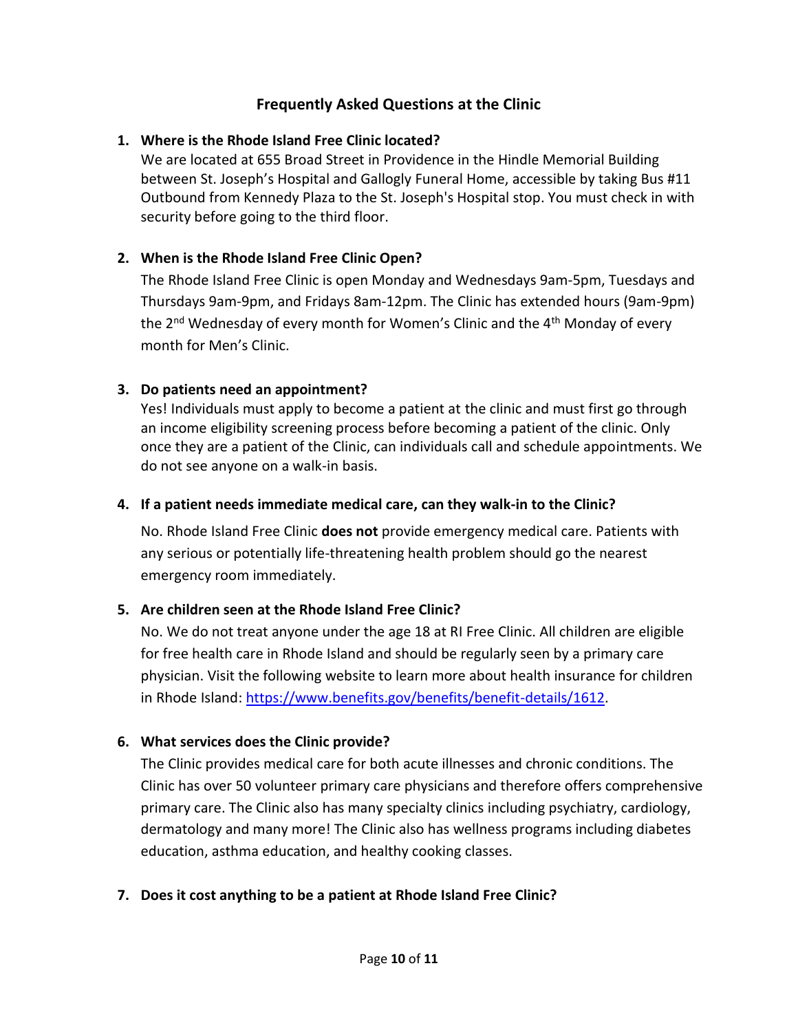## Frequently Asked Questions at the Clinic

1. **Where is the Rhode Island Free Clinic located?**

   We are located at 655 Broad Street in Providence in the Hindle Memorial Building between St. Joseph's Hospital and Gallogly Funeral Home, accessible by taking Bus #11 Outbound from Kennedy Plaza to the St. Joseph's Hospital stop. You must check in with security before going to the third floor.

2. **When is the Rhode Island Free Clinic Open?**

   The Rhode Island Free Clinic is open Monday and Wednesdays 9am-5pm, Tuesdays and Thursdays 9am-9pm, and Fridays 8am-12pm. The Clinic has extended hours (9am-9pm) the 2nd Wednesday of every month for Women's Clinic and the 4th Monday of every month for Men's Clinic.

3. **Do patients need an appointment?**

   Yes! Individuals must apply to become a patient at the clinic and must first go through an income eligibility screening process before becoming a patient of the clinic. Only once they are a patient of the Clinic, can individuals call and schedule appointments. We do not see anyone on a walk-in basis.

4. **If a patient needs immediate medical care, can they walk-in to the Clinic?**

   No. Rhode Island Free Clinic **does not** provide emergency medical care. Patients with any serious or potentially life-threatening health problem should go the nearest emergency room immediately.

5. **Are children seen at the Rhode Island Free Clinic?**

   No. We do not treat anyone under the age 18 at RI Free Clinic. All children are eligible for free health care in Rhode Island and should be regularly seen by a primary care physician. Visit the following website to learn more about health insurance for children in Rhode Island: https://www.benefits.gov/benefits/benefit-details/1612.

6. **What services does the Clinic provide?**

   The Clinic provides medical care for both acute illnesses and chronic conditions. The Clinic has over 50 volunteer primary care physicians and therefore offers comprehensive primary care. The Clinic also has many specialty clinics including psychiatry, cardiology, dermatology and many more! The Clinic also has wellness programs including diabetes education, asthma education, and healthy cooking classes.

7. **Does it cost anything to be a patient at Rhode Island Free Clinic?**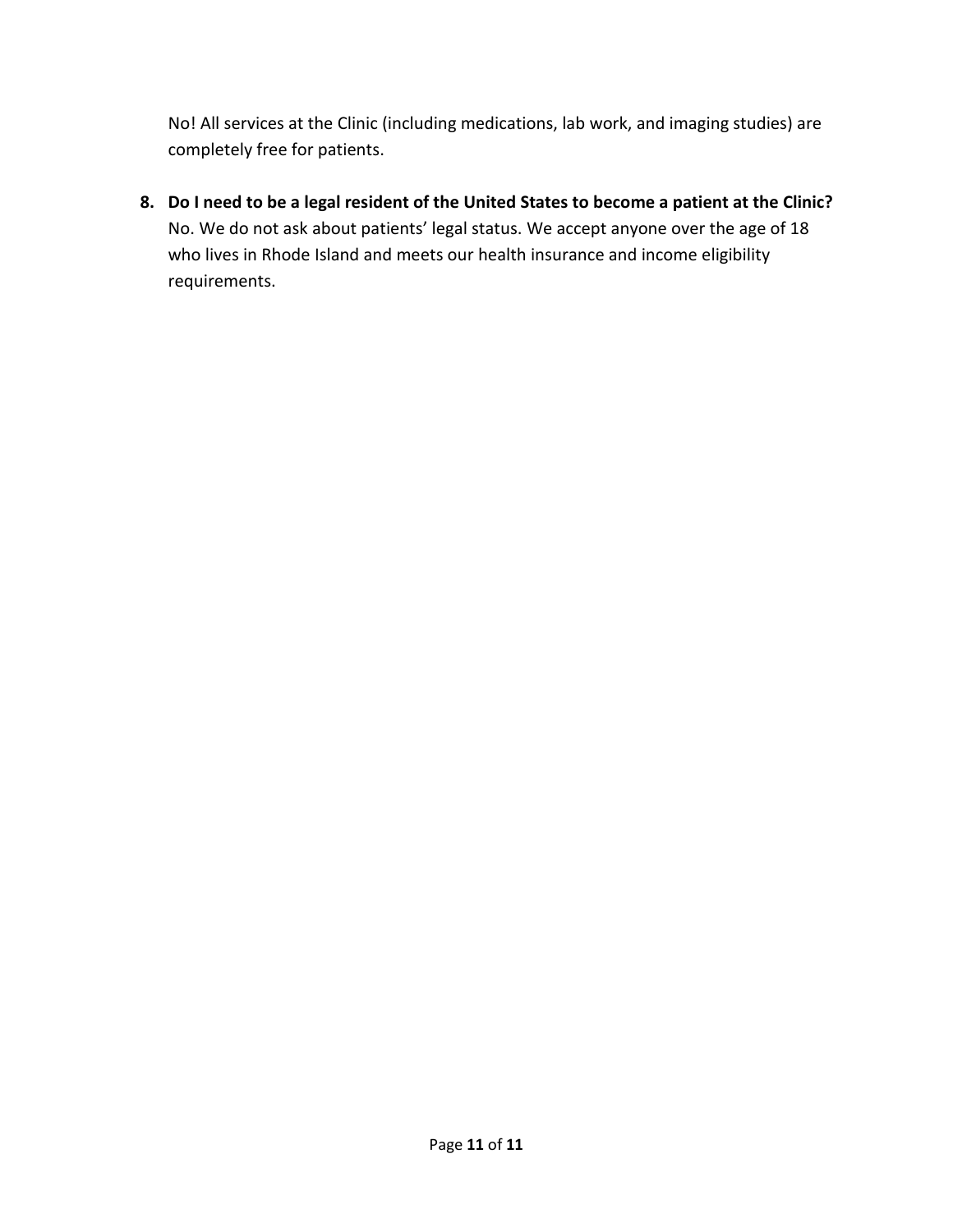No! All services at the Clinic (including medications, lab work, and imaging studies) are completely free for patients.

8. **Do I need to be a legal resident of the United States to become a patient at the Clinic?**
   No. We do not ask about patients' legal status. We accept anyone over the age of 18 who lives in Rhode Island and meets our health insurance and income eligibility requirements.